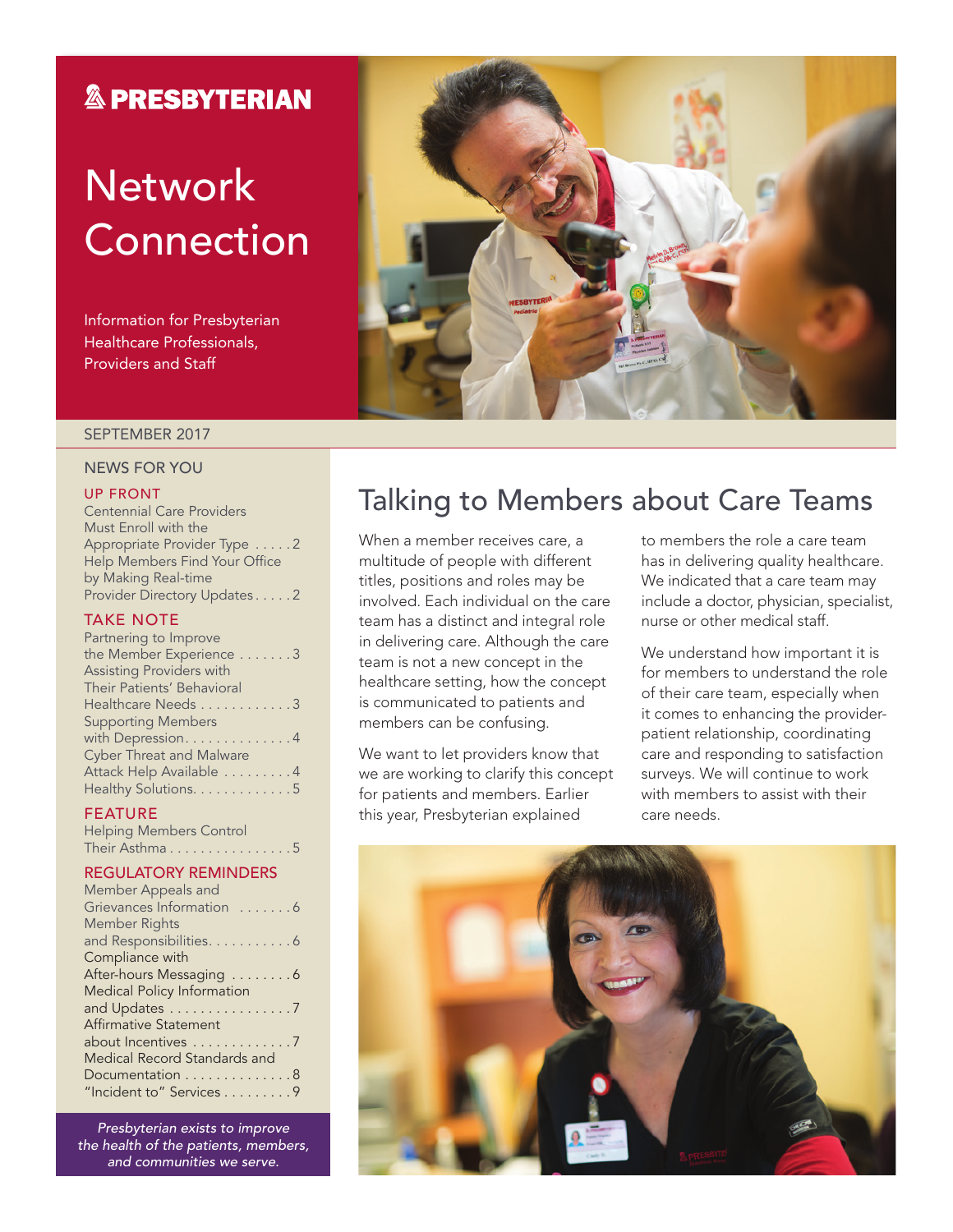# PRESBYTERIAN

# Network Connection

Information for Presbyterian Healthcare Professionals, Providers and Staff

SEPTEMBER 2017

## NEWS FOR YOU

### UP FRONT

Centennial Care Providers Must Enroll with the Appropriate Provider Type . . . . . 2

Help Members Find Your Office by Making Real-time Provider Directory Updates . . . . . 2

### TAKE NOTE

Partnering to Improve the Member Experience . . . . . . . 3

Assisting Providers with Their Patients' Behavioral Healthcare Needs . . . . . . . . . . . . 3

Supporting Members with Depression. . . . . . . . . . . . . . . 4

Cyber Threat and Malware Attack Help Available . . . . . . . . . 4

Healthy Solutions. . . . . . . . . . . . . 5

### FEATURE

Helping Members Control Their Asthma . . . . . . . . . . . . . . . . 5

### REGULATORY REMINDERS

Member Appeals and Grievances Information . . . . . . . 6

Member Rights and Responsibilities. . . . . . . . . . . 6

Compliance with After-hours Messaging . . . . . . . . 6

Medical Policy Information and Updates . . . . . . . . . . . . . . . . 7

Affirmative Statement about Incentives . . . . . . . . . . . . . 7

Medical Record Standards and Documentation . . . . . . . . . . . . . . 8

"Incident to" Services . . . . . . . . . 9

*Presbyterian exists to improve the health of the patients, members, and communities we serve.*

## Talking to Members about Care Teams

When a member receives care, a multitude of people with different titles, positions and roles may be involved. Each individual on the care team has a distinct and integral role in delivering care. Although the care team is not a new concept in the healthcare setting, how the concept is communicated to patients and members can be confusing.

We want to let providers know that we are working to clarify this concept for patients and members. Earlier this year, Presbyterian explained to members the role a care team has in delivering quality healthcare. We indicated that a care team may include a doctor, physician, specialist, nurse or other medical staff.

We understand how important it is for members to understand the role of their care team, especially when it comes to enhancing the provider-patient relationship, coordinating care and responding to satisfaction surveys. We will continue to work with members to assist with their care needs.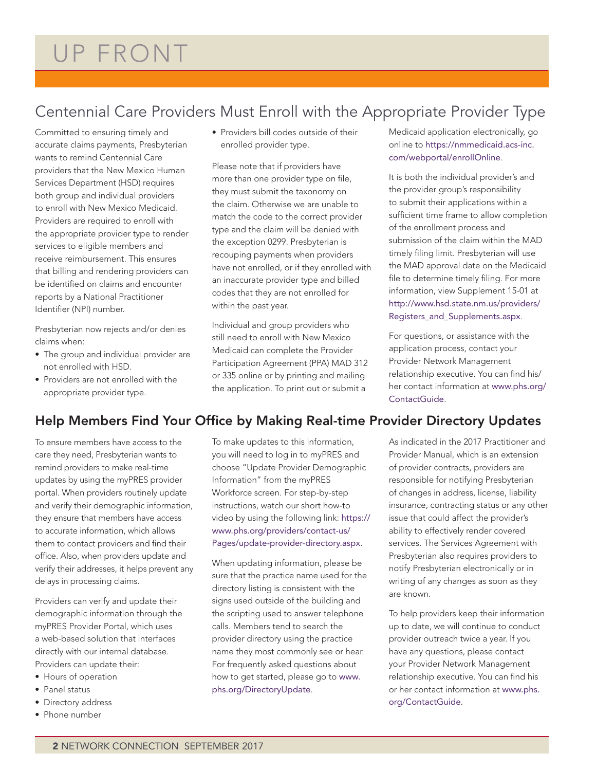# UP FRONT

## Centennial Care Providers Must Enroll with the Appropriate Provider Type

Committed to ensuring timely and accurate claims payments, Presbyterian wants to remind Centennial Care providers that the New Mexico Human Services Department (HSD) requires both group and individual providers to enroll with New Mexico Medicaid. Providers are required to enroll with the appropriate provider type to render services to eligible members and receive reimbursement. This ensures that billing and rendering providers can be identified on claims and encounter reports by a National Practitioner Identifier (NPI) number.

Presbyterian now rejects and/or denies claims when:

- The group and individual provider are not enrolled with HSD.
- Providers are not enrolled with the appropriate provider type.
- Providers bill codes outside of their enrolled provider type.

Please note that if providers have more than one provider type on file, they must submit the taxonomy on the claim. Otherwise we are unable to match the code to the correct provider type and the claim will be denied with the exception 0299. Presbyterian is recouping payments when providers have not enrolled, or if they enrolled with an inaccurate provider type and billed codes that they are not enrolled for within the past year.

Individual and group providers who still need to enroll with New Mexico Medicaid can complete the Provider Participation Agreement (PPA) MAD 312 or 335 online or by printing and mailing the application. To print out or submit a Medicaid application electronically, go online to https://nmmedicaid.acs-inc.com/webportal/enrollOnline.

It is both the individual provider's and the provider group's responsibility to submit their applications within a sufficient time frame to allow completion of the enrollment process and submission of the claim within the MAD timely filing limit. Presbyterian will use the MAD approval date on the Medicaid file to determine timely filing. For more information, view Supplement 15-01 at http://www.hsd.state.nm.us/providers/Registers_and_Supplements.aspx.

For questions, or assistance with the application process, contact your Provider Network Management relationship executive. You can find his/her contact information at www.phs.org/ContactGuide.

## Help Members Find Your Office by Making Real-time Provider Directory Updates

To ensure members have access to the care they need, Presbyterian wants to remind providers to make real-time updates by using the myPRES provider portal. When providers routinely update and verify their demographic information, they ensure that members have access to accurate information, which allows them to contact providers and find their office. Also, when providers update and verify their addresses, it helps prevent any delays in processing claims.

Providers can verify and update their demographic information through the myPRES Provider Portal, which uses a web-based solution that interfaces directly with our internal database. Providers can update their:

- Hours of operation
- Panel status
- Directory address
- Phone number

To make updates to this information, you will need to log in to myPRES and choose "Update Provider Demographic Information" from the myPRES Workforce screen. For step-by-step instructions, watch our short how-to video by using the following link: https://www.phs.org/providers/contact-us/Pages/update-provider-directory.aspx.

When updating information, please be sure that the practice name used for the directory listing is consistent with the signs used outside of the building and the scripting used to answer telephone calls. Members tend to search the provider directory using the practice name they most commonly see or hear. For frequently asked questions about how to get started, please go to www.phs.org/DirectoryUpdate.

As indicated in the 2017 Practitioner and Provider Manual, which is an extension of provider contracts, providers are responsible for notifying Presbyterian of changes in address, license, liability insurance, contracting status or any other issue that could affect the provider's ability to effectively render covered services. The Services Agreement with Presbyterian also requires providers to notify Presbyterian electronically or in writing of any changes as soon as they are known.

To help providers keep their information up to date, we will continue to conduct provider outreach twice a year. If you have any questions, please contact your Provider Network Management relationship executive. You can find his or her contact information at www.phs.org/ContactGuide.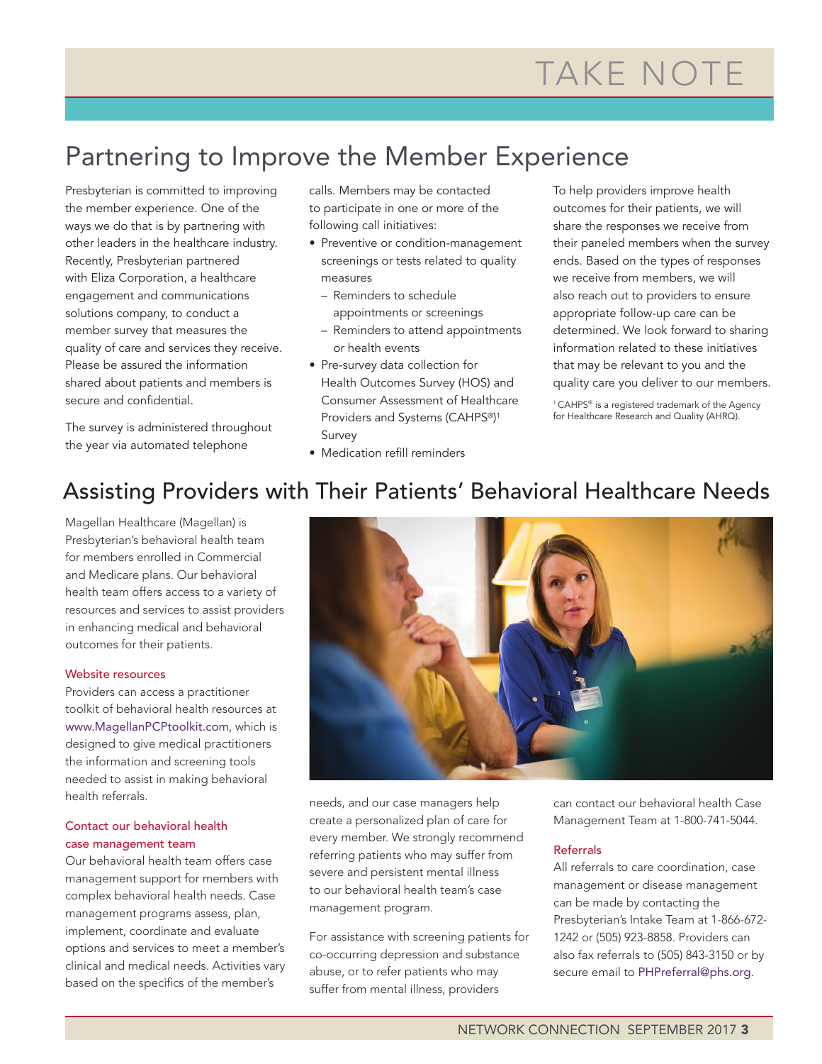# TAKE NOTE

## Partnering to Improve the Member Experience

Presbyterian is committed to improving the member experience. One of the ways we do that is by partnering with other leaders in the healthcare industry. Recently, Presbyterian partnered with Eliza Corporation, a healthcare engagement and communications solutions company, to conduct a member survey that measures the quality of care and services they receive. Please be assured the information shared about patients and members is secure and confidential.

The survey is administered throughout the year via automated telephone calls. Members may be contacted to participate in one or more of the following call initiatives:

- Preventive or condition-management screenings or tests related to quality measures
  - Reminders to schedule appointments or screenings
  - Reminders to attend appointments or health events
- Pre-survey data collection for Health Outcomes Survey (HOS) and Consumer Assessment of Healthcare Providers and Systems (CAHPS®)[1] Survey
- Medication refill reminders

To help providers improve health outcomes for their patients, we will share the responses we receive from their paneled members when the survey ends. Based on the types of responses we receive from members, we will also reach out to providers to ensure appropriate follow-up care can be determined. We look forward to sharing information related to these initiatives that may be relevant to you and the quality care you deliver to our members.

[1] CAHPS® is a registered trademark of the Agency for Healthcare Research and Quality (AHRQ).

## Assisting Providers with Their Patients' Behavioral Healthcare Needs

Magellan Healthcare (Magellan) is Presbyterian's behavioral health team for members enrolled in Commercial and Medicare plans. Our behavioral health team offers access to a variety of resources and services to assist providers in enhancing medical and behavioral outcomes for their patients.

### Website resources

Providers can access a practitioner toolkit of behavioral health resources at www.MagellanPCPtoolkit.com, which is designed to give medical practitioners the information and screening tools needed to assist in making behavioral health referrals.

### Contact our behavioral health case management team

Our behavioral health team offers case management support for members with complex behavioral health needs. Case management programs assess, plan, implement, coordinate and evaluate options and services to meet a member's clinical and medical needs. Activities vary based on the specifics of the member's needs, and our case managers help create a personalized plan of care for every member. We strongly recommend referring patients who may suffer from severe and persistent mental illness to our behavioral health team's case management program.

For assistance with screening patients for co-occurring depression and substance abuse, or to refer patients who may suffer from mental illness, providers can contact our behavioral health Case Management Team at 1-800-741-5044.

### Referrals

All referrals to care coordination, case management or disease management can be made by contacting the Presbyterian's Intake Team at 1-866-672-1242 or (505) 923-8858. Providers can also fax referrals to (505) 843-3150 or by secure email to PHPreferral@phs.org.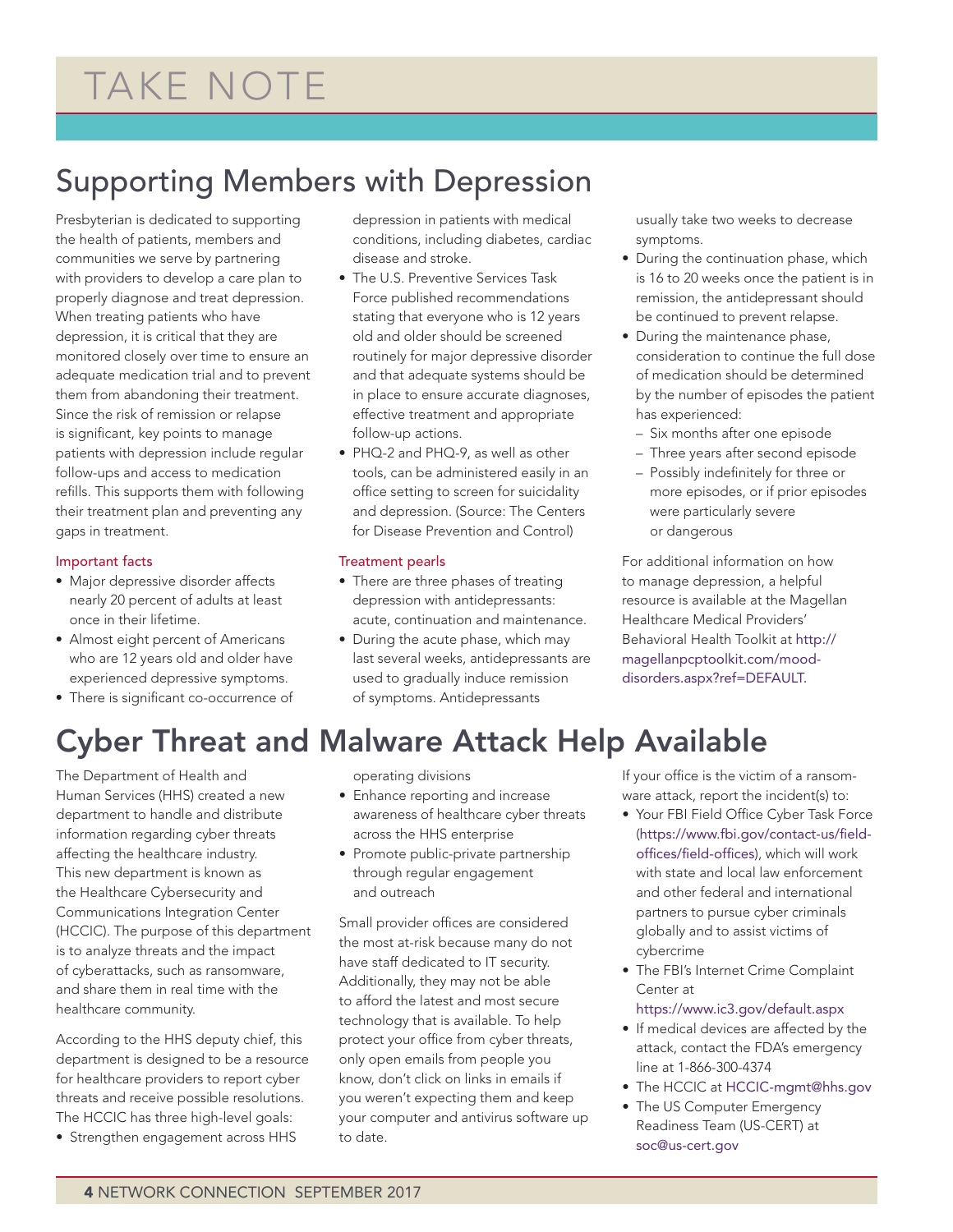# TAKE NOTE

## Supporting Members with Depression

Presbyterian is dedicated to supporting the health of patients, members and communities we serve by partnering with providers to develop a care plan to properly diagnose and treat depression. When treating patients who have depression, it is critical that they are monitored closely over time to ensure an adequate medication trial and to prevent them from abandoning their treatment. Since the risk of remission or relapse is significant, key points to manage patients with depression include regular follow-ups and access to medication refills. This supports them with following their treatment plan and preventing any gaps in treatment.

### Important facts

- Major depressive disorder affects nearly 20 percent of adults at least once in their lifetime.
- Almost eight percent of Americans who are 12 years old and older have experienced depressive symptoms.
- There is significant co-occurrence of depression in patients with medical conditions, including diabetes, cardiac disease and stroke.
- The U.S. Preventive Services Task Force published recommendations stating that everyone who is 12 years old and older should be screened routinely for major depressive disorder and that adequate systems should be in place to ensure accurate diagnoses, effective treatment and appropriate follow-up actions.
- PHQ-2 and PHQ-9, as well as other tools, can be administered easily in an office setting to screen for suicidality and depression. (Source: The Centers for Disease Prevention and Control)

### Treatment pearls

- There are three phases of treating depression with antidepressants: acute, continuation and maintenance.
- During the acute phase, which may last several weeks, antidepressants are used to gradually induce remission of symptoms. Antidepressants usually take two weeks to decrease symptoms.
- During the continuation phase, which is 16 to 20 weeks once the patient is in remission, the antidepressant should be continued to prevent relapse.
- During the maintenance phase, consideration to continue the full dose of medication should be determined by the number of episodes the patient has experienced:
  - Six months after one episode
  - Three years after second episode
  - Possibly indefinitely for three or more episodes, or if prior episodes were particularly severe or dangerous

For additional information on how to manage depression, a helpful resource is available at the Magellan Healthcare Medical Providers' Behavioral Health Toolkit at http://magellanpcptoolkit.com/mood-disorders.aspx?ref=DEFAULT.

## Cyber Threat and Malware Attack Help Available

The Department of Health and Human Services (HHS) created a new department to handle and distribute information regarding cyber threats affecting the healthcare industry. This new department is known as the Healthcare Cybersecurity and Communications Integration Center (HCCIC). The purpose of this department is to analyze threats and the impact of cyberattacks, such as ransomware, and share them in real time with the healthcare community.

According to the HHS deputy chief, this department is designed to be a resource for healthcare providers to report cyber threats and receive possible resolutions. The HCCIC has three high-level goals:

- Strengthen engagement across HHS operating divisions
- Enhance reporting and increase awareness of healthcare cyber threats across the HHS enterprise
- Promote public-private partnership through regular engagement and outreach

Small provider offices are considered the most at-risk because many do not have staff dedicated to IT security. Additionally, they may not be able to afford the latest and most secure technology that is available. To help protect your office from cyber threats, only open emails from people you know, don't click on links in emails if you weren't expecting them and keep your computer and antivirus software up to date.

If your office is the victim of a ransomware attack, report the incident(s) to:

- Your FBI Field Office Cyber Task Force (https://www.fbi.gov/contact-us/field-offices/field-offices), which will work with state and local law enforcement and other federal and international partners to pursue cyber criminals globally and to assist victims of cybercrime
- The FBI's Internet Crime Complaint Center at https://www.ic3.gov/default.aspx
- If medical devices are affected by the attack, contact the FDA's emergency line at 1-866-300-4374
- The HCCIC at HCCIC-mgmt@hhs.gov
- The US Computer Emergency Readiness Team (US-CERT) at soc@us-cert.gov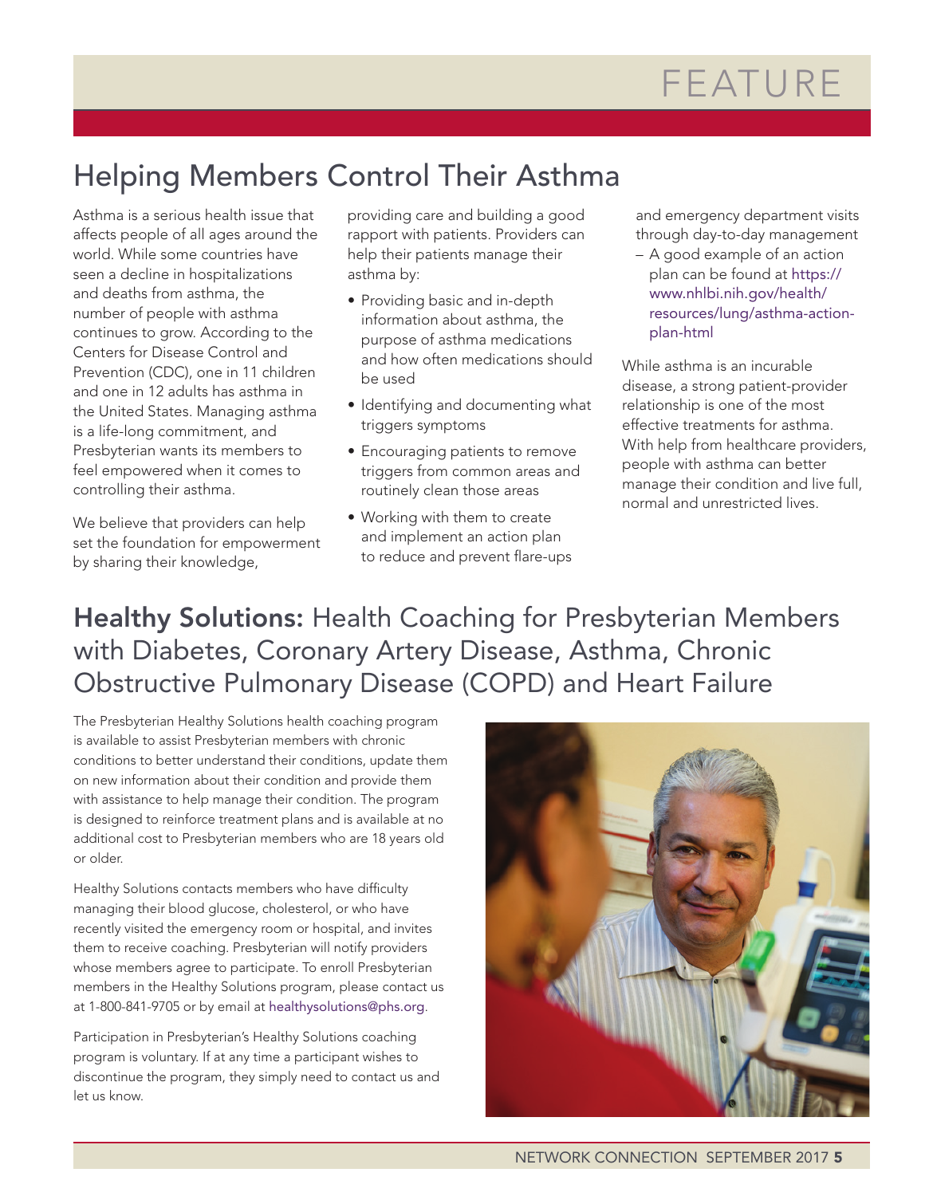# FEATURE

## Helping Members Control Their Asthma

Asthma is a serious health issue that affects people of all ages around the world. While some countries have seen a decline in hospitalizations and deaths from asthma, the number of people with asthma continues to grow. According to the Centers for Disease Control and Prevention (CDC), one in 11 children and one in 12 adults has asthma in the United States. Managing asthma is a life-long commitment, and Presbyterian wants its members to feel empowered when it comes to controlling their asthma.

We believe that providers can help set the foundation for empowerment by sharing their knowledge, providing care and building a good rapport with patients. Providers can help their patients manage their asthma by:

- Providing basic and in-depth information about asthma, the purpose of asthma medications and how often medications should be used
- Identifying and documenting what triggers symptoms
- Encouraging patients to remove triggers from common areas and routinely clean those areas
- Working with them to create and implement an action plan to reduce and prevent flare-ups and emergency department visits through day-to-day management
  - A good example of an action plan can be found at https://www.nhlbi.nih.gov/health/resources/lung/asthma-action-plan-html

While asthma is an incurable disease, a strong patient-provider relationship is one of the most effective treatments for asthma. With help from healthcare providers, people with asthma can better manage their condition and live full, normal and unrestricted lives.

## **Healthy Solutions:** Health Coaching for Presbyterian Members with Diabetes, Coronary Artery Disease, Asthma, Chronic Obstructive Pulmonary Disease (COPD) and Heart Failure

The Presbyterian Healthy Solutions health coaching program is available to assist Presbyterian members with chronic conditions to better understand their conditions, update them on new information about their condition and provide them with assistance to help manage their condition. The program is designed to reinforce treatment plans and is available at no additional cost to Presbyterian members who are 18 years old or older.

Healthy Solutions contacts members who have difficulty managing their blood glucose, cholesterol, or who have recently visited the emergency room or hospital, and invites them to receive coaching. Presbyterian will notify providers whose members agree to participate. To enroll Presbyterian members in the Healthy Solutions program, please contact us at 1-800-841-9705 or by email at healthysolutions@phs.org.

Participation in Presbyterian's Healthy Solutions coaching program is voluntary. If at any time a participant wishes to discontinue the program, they simply need to contact us and let us know.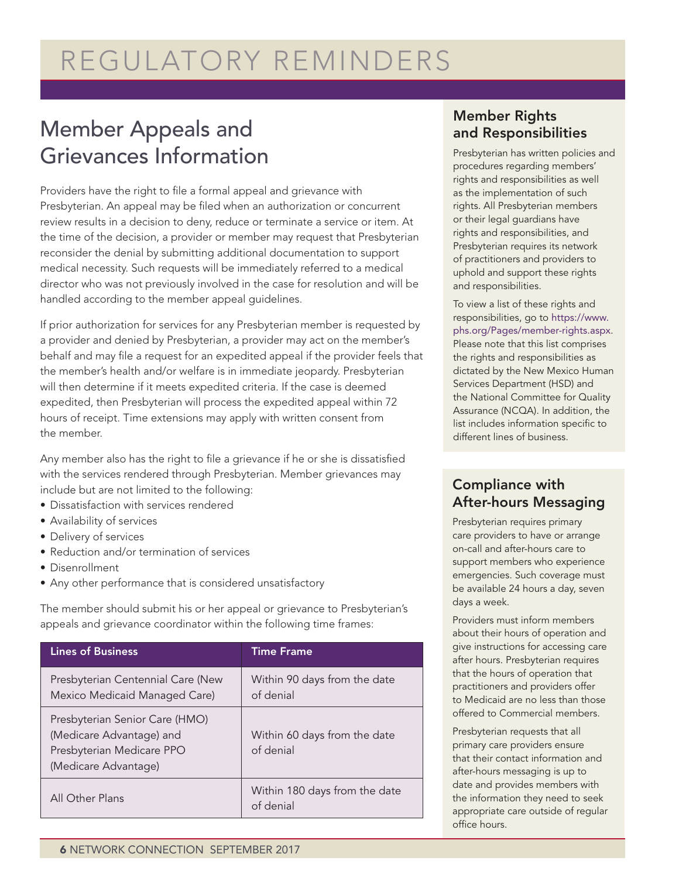# REGULATORY REMINDERS

## Member Appeals and Grievances Information

Providers have the right to file a formal appeal and grievance with Presbyterian. An appeal may be filed when an authorization or concurrent review results in a decision to deny, reduce or terminate a service or item. At the time of the decision, a provider or member may request that Presbyterian reconsider the denial by submitting additional documentation to support medical necessity. Such requests will be immediately referred to a medical director who was not previously involved in the case for resolution and will be handled according to the member appeal guidelines.

If prior authorization for services for any Presbyterian member is requested by a provider and denied by Presbyterian, a provider may act on the member's behalf and may file a request for an expedited appeal if the provider feels that the member's health and/or welfare is in immediate jeopardy. Presbyterian will then determine if it meets expedited criteria. If the case is deemed expedited, then Presbyterian will process the expedited appeal within 72 hours of receipt. Time extensions may apply with written consent from the member.

Any member also has the right to file a grievance if he or she is dissatisfied with the services rendered through Presbyterian. Member grievances may include but are not limited to the following:

- Dissatisfaction with services rendered
- Availability of services
- Delivery of services
- Reduction and/or termination of services
- Disenrollment
- Any other performance that is considered unsatisfactory

The member should submit his or her appeal or grievance to Presbyterian's appeals and grievance coordinator within the following time frames:

| Lines of Business | Time Frame |
| --- | --- |
| Presbyterian Centennial Care (New Mexico Medicaid Managed Care) | Within 90 days from the date of denial |
| Presbyterian Senior Care (HMO) (Medicare Advantage) and Presbyterian Medicare PPO (Medicare Advantage) | Within 60 days from the date of denial |
| All Other Plans | Within 180 days from the date of denial |

### Member Rights and Responsibilities

Presbyterian has written policies and procedures regarding members' rights and responsibilities as well as the implementation of such rights. All Presbyterian members or their legal guardians have rights and responsibilities, and Presbyterian requires its network of practitioners and providers to uphold and support these rights and responsibilities.

To view a list of these rights and responsibilities, go to https://www.phs.org/Pages/member-rights.aspx. Please note that this list comprises the rights and responsibilities as dictated by the New Mexico Human Services Department (HSD) and the National Committee for Quality Assurance (NCQA). In addition, the list includes information specific to different lines of business.

### Compliance with After-hours Messaging

Presbyterian requires primary care providers to have or arrange on-call and after-hours care to support members who experience emergencies. Such coverage must be available 24 hours a day, seven days a week.

Providers must inform members about their hours of operation and give instructions for accessing care after hours. Presbyterian requires that the hours of operation that practitioners and providers offer to Medicaid are no less than those offered to Commercial members.

Presbyterian requests that all primary care providers ensure that their contact information and after-hours messaging is up to date and provides members with the information they need to seek appropriate care outside of regular office hours.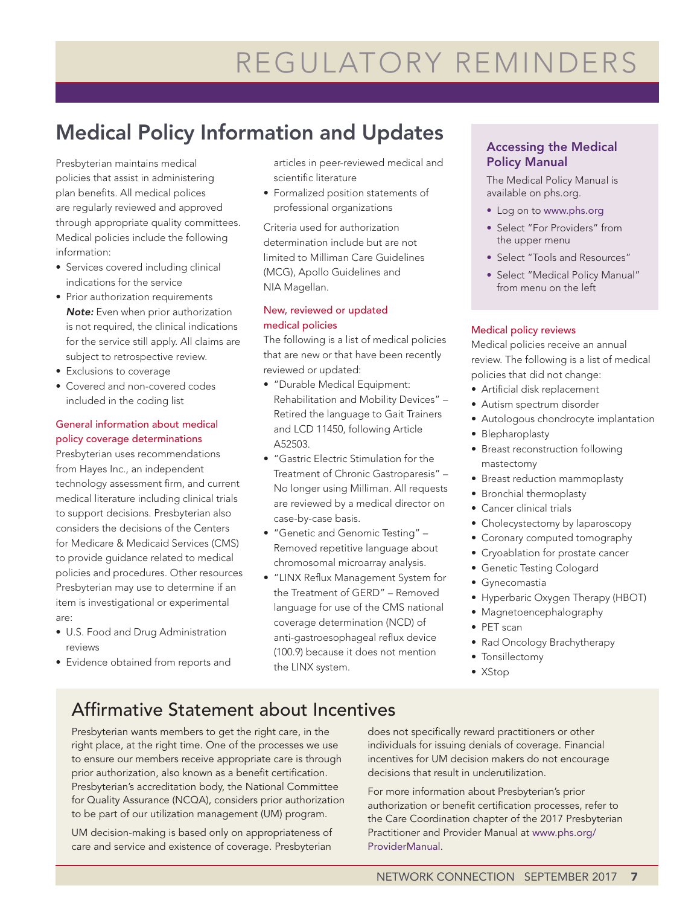# REGULATORY REMINDERS

## Medical Policy Information and Updates

Presbyterian maintains medical policies that assist in administering plan benefits. All medical polices are regularly reviewed and approved through appropriate quality committees. Medical policies include the following information:

- Services covered including clinical indications for the service
- Prior authorization requirements
  ***Note:*** Even when prior authorization is not required, the clinical indications for the service still apply. All claims are subject to retrospective review.
- Exclusions to coverage
- Covered and non-covered codes included in the coding list

### General information about medical policy coverage determinations

Presbyterian uses recommendations from Hayes Inc., an independent technology assessment firm, and current medical literature including clinical trials to support decisions. Presbyterian also considers the decisions of the Centers for Medicare & Medicaid Services (CMS) to provide guidance related to medical policies and procedures. Other resources Presbyterian may use to determine if an item is investigational or experimental are:

- U.S. Food and Drug Administration reviews
- Evidence obtained from reports and articles in peer-reviewed medical and scientific literature
- Formalized position statements of professional organizations

Criteria used for authorization determination include but are not limited to Milliman Care Guidelines (MCG), Apollo Guidelines and NIA Magellan.

### New, reviewed or updated medical policies

The following is a list of medical policies that are new or that have been recently reviewed or updated:

- "Durable Medical Equipment: Rehabilitation and Mobility Devices" – Retired the language to Gait Trainers and LCD 11450, following Article A52503.
- "Gastric Electric Stimulation for the Treatment of Chronic Gastroparesis" – No longer using Milliman. All requests are reviewed by a medical director on case-by-case basis.
- "Genetic and Genomic Testing" – Removed repetitive language about chromosomal microarray analysis.
- "LINX Reflux Management System for the Treatment of GERD" – Removed language for use of the CMS national coverage determination (NCD) of anti-gastroesophageal reflux device (100.9) because it does not mention the LINX system.

### Accessing the Medical Policy Manual

The Medical Policy Manual is available on phs.org.

- Log on to www.phs.org
- Select "For Providers" from the upper menu
- Select "Tools and Resources"
- Select "Medical Policy Manual" from menu on the left

### Medical policy reviews

Medical policies receive an annual review. The following is a list of medical policies that did not change:

- Artificial disk replacement
- Autism spectrum disorder
- Autologous chondrocyte implantation
- Blepharoplasty
- Breast reconstruction following mastectomy
- Breast reduction mammoplasty
- Bronchial thermoplasty
- Cancer clinical trials
- Cholecystectomy by laparoscopy
- Coronary computed tomography
- Cryoablation for prostate cancer
- Genetic Testing Cologard
- Gynecomastia
- Hyperbaric Oxygen Therapy (HBOT)
- Magnetoencephalography
- PET scan
- Rad Oncology Brachytherapy
- Tonsillectomy
- XStop

## Affirmative Statement about Incentives

Presbyterian wants members to get the right care, in the right place, at the right time. One of the processes we use to ensure our members receive appropriate care is through prior authorization, also known as a benefit certification. Presbyterian's accreditation body, the National Committee for Quality Assurance (NCQA), considers prior authorization to be part of our utilization management (UM) program.

UM decision-making is based only on appropriateness of care and service and existence of coverage. Presbyterian does not specifically reward practitioners or other individuals for issuing denials of coverage. Financial incentives for UM decision makers do not encourage decisions that result in underutilization.

For more information about Presbyterian's prior authorization or benefit certification processes, refer to the Care Coordination chapter of the 2017 Presbyterian Practitioner and Provider Manual at www.phs.org/ProviderManual.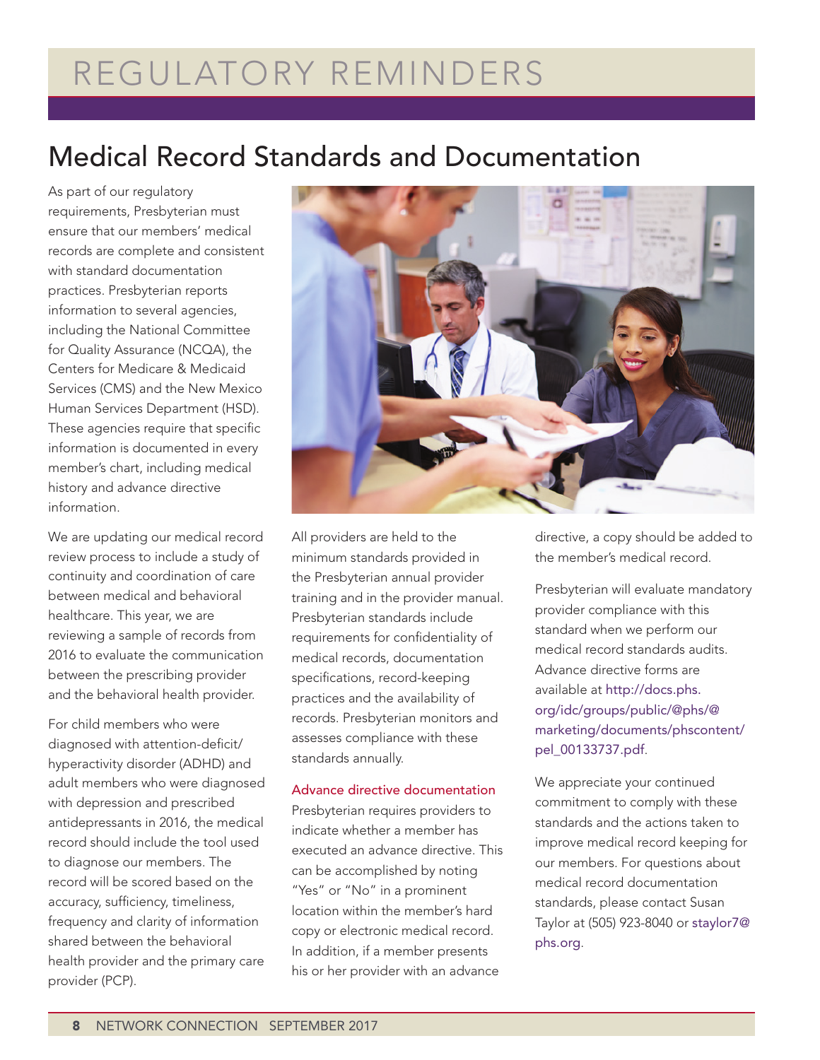# REGULATORY REMINDERS

## Medical Record Standards and Documentation

As part of our regulatory requirements, Presbyterian must ensure that our members' medical records are complete and consistent with standard documentation practices. Presbyterian reports information to several agencies, including the National Committee for Quality Assurance (NCQA), the Centers for Medicare & Medicaid Services (CMS) and the New Mexico Human Services Department (HSD). These agencies require that specific information is documented in every member's chart, including medical history and advance directive information.

We are updating our medical record review process to include a study of continuity and coordination of care between medical and behavioral healthcare. This year, we are reviewing a sample of records from 2016 to evaluate the communication between the prescribing provider and the behavioral health provider.

For child members who were diagnosed with attention-deficit/hyperactivity disorder (ADHD) and adult members who were diagnosed with depression and prescribed antidepressants in 2016, the medical record should include the tool used to diagnose our members. The record will be scored based on the accuracy, sufficiency, timeliness, frequency and clarity of information shared between the behavioral health provider and the primary care provider (PCP).

All providers are held to the minimum standards provided in the Presbyterian annual provider training and in the provider manual. Presbyterian standards include requirements for confidentiality of medical records, documentation specifications, record-keeping practices and the availability of records. Presbyterian monitors and assesses compliance with these standards annually.

### Advance directive documentation

Presbyterian requires providers to indicate whether a member has executed an advance directive. This can be accomplished by noting "Yes" or "No" in a prominent location within the member's hard copy or electronic medical record. In addition, if a member presents his or her provider with an advance directive, a copy should be added to the member's medical record.

Presbyterian will evaluate mandatory provider compliance with this standard when we perform our medical record standards audits. Advance directive forms are available at http://docs.phs.org/idc/groups/public/@phs/@marketing/documents/phscontent/pel_00133737.pdf.

We appreciate your continued commitment to comply with these standards and the actions taken to improve medical record keeping for our members. For questions about medical record documentation standards, please contact Susan Taylor at (505) 923-8040 or staylor7@phs.org.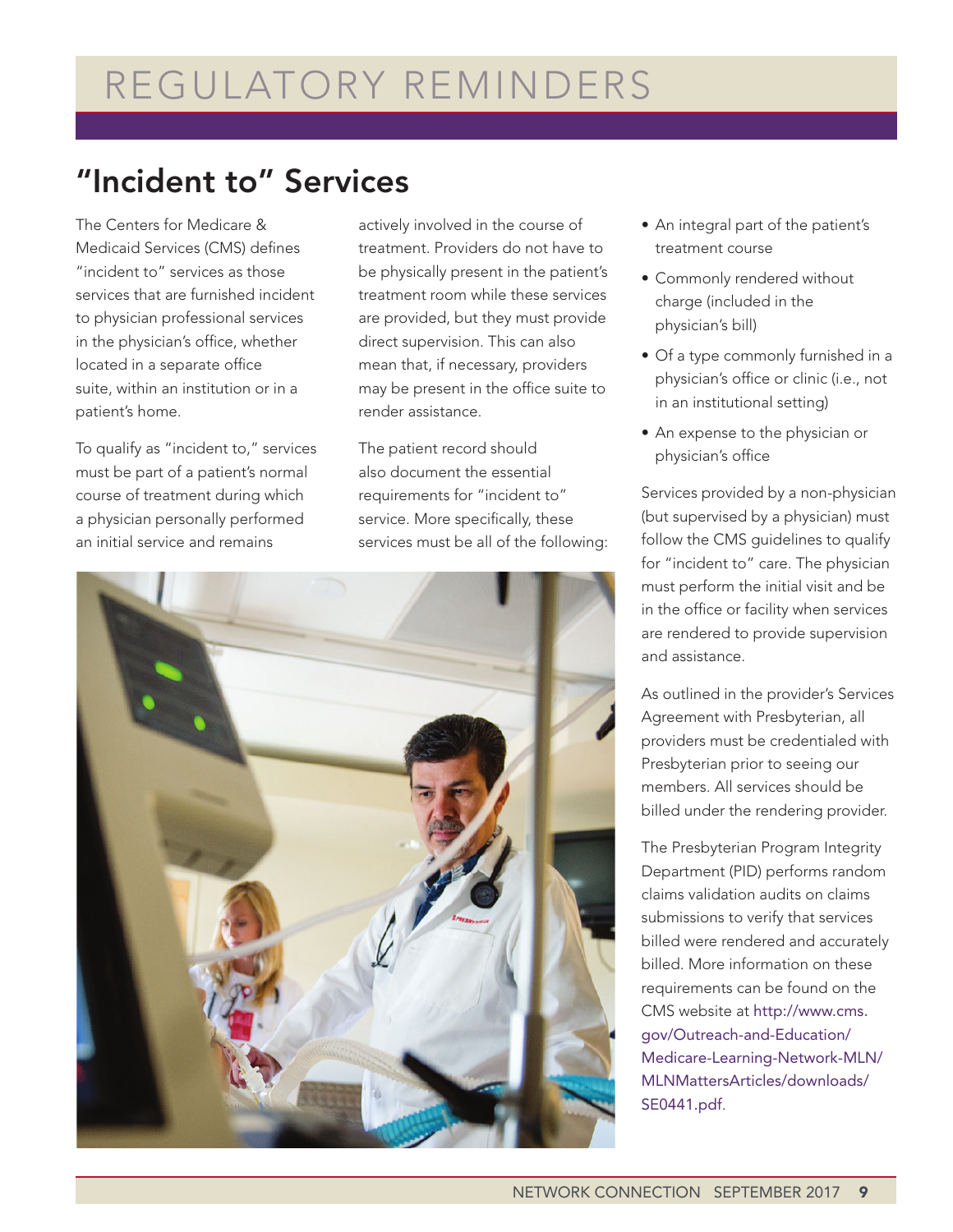# REGULATORY REMINDERS

## "Incident to" Services

The Centers for Medicare & Medicaid Services (CMS) defines "incident to" services as those services that are furnished incident to physician professional services in the physician's office, whether located in a separate office suite, within an institution or in a patient's home.

To qualify as "incident to," services must be part of a patient's normal course of treatment during which a physician personally performed an initial service and remains actively involved in the course of treatment. Providers do not have to be physically present in the patient's treatment room while these services are provided, but they must provide direct supervision. This can also mean that, if necessary, providers may be present in the office suite to render assistance.

The patient record should also document the essential requirements for "incident to" service. More specifically, these services must be all of the following:

- An integral part of the patient's treatment course
- Commonly rendered without charge (included in the physician's bill)
- Of a type commonly furnished in a physician's office or clinic (i.e., not in an institutional setting)
- An expense to the physician or physician's office

Services provided by a non-physician (but supervised by a physician) must follow the CMS guidelines to qualify for "incident to" care. The physician must perform the initial visit and be in the office or facility when services are rendered to provide supervision and assistance.

As outlined in the provider's Services Agreement with Presbyterian, all providers must be credentialed with Presbyterian prior to seeing our members. All services should be billed under the rendering provider.

The Presbyterian Program Integrity Department (PID) performs random claims validation audits on claims submissions to verify that services billed were rendered and accurately billed. More information on these requirements can be found on the CMS website at http://www.cms.gov/Outreach-and-Education/Medicare-Learning-Network-MLN/MLNMattersArticles/downloads/SE0441.pdf.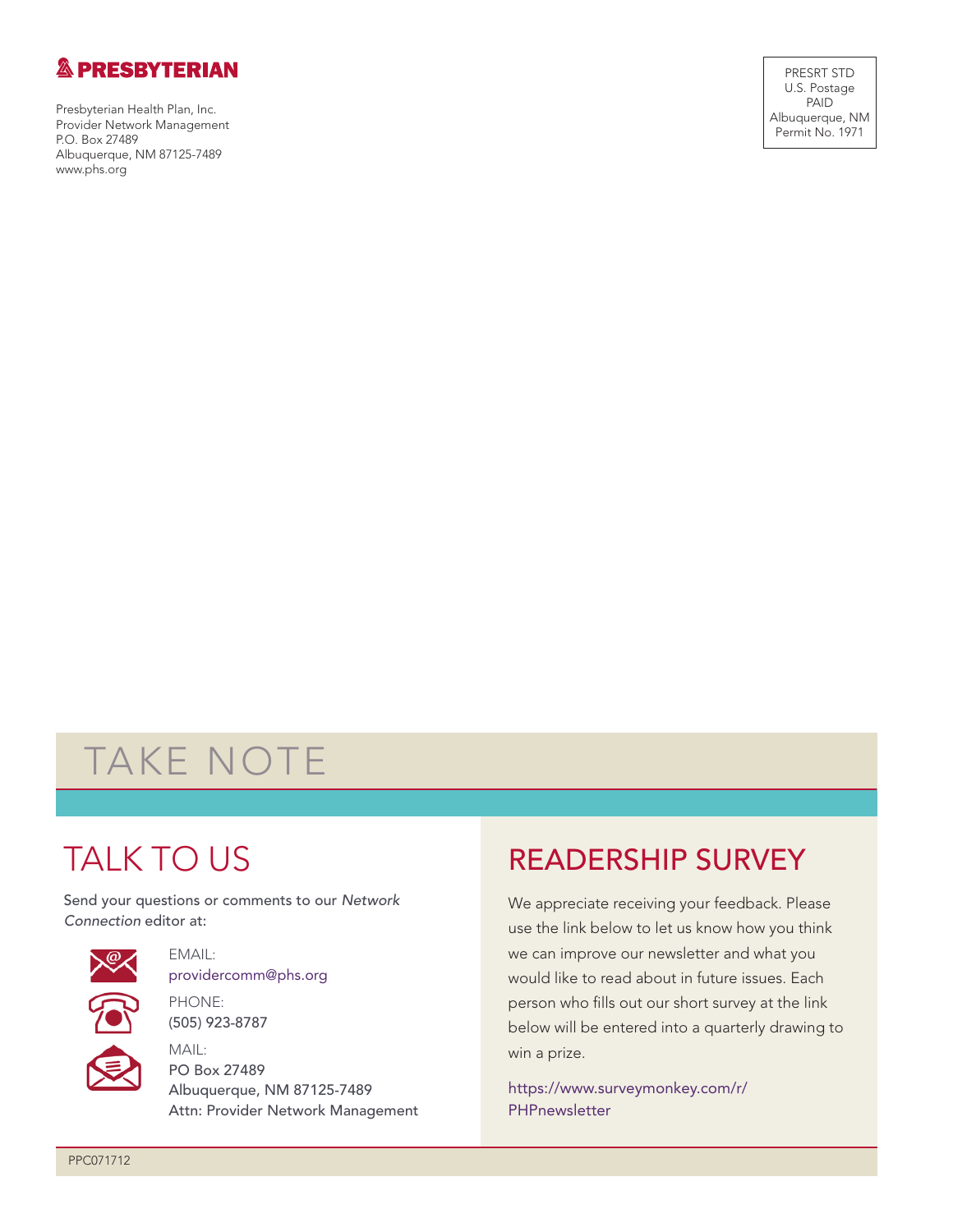**PRESBYTERIAN**

Presbyterian Health Plan, Inc.
Provider Network Management
P.O. Box 27489
Albuquerque, NM 87125-7489
www.phs.org

PRESRT STD
U.S. Postage
PAID
Albuquerque, NM
Permit No. 1971

# TAKE NOTE

## TALK TO US

Send your questions or comments to our *Network Connection* editor at:

EMAIL:
providercomm@phs.org

PHONE:
(505) 923-8787

MAIL:
PO Box 27489
Albuquerque, NM 87125-7489
Attn: Provider Network Management

## READERSHIP SURVEY

We appreciate receiving your feedback. Please use the link below to let us know how you think we can improve our newsletter and what you would like to read about in future issues. Each person who fills out our short survey at the link below will be entered into a quarterly drawing to win a prize.

https://www.surveymonkey.com/r/PHPnewsletter

PPC071712